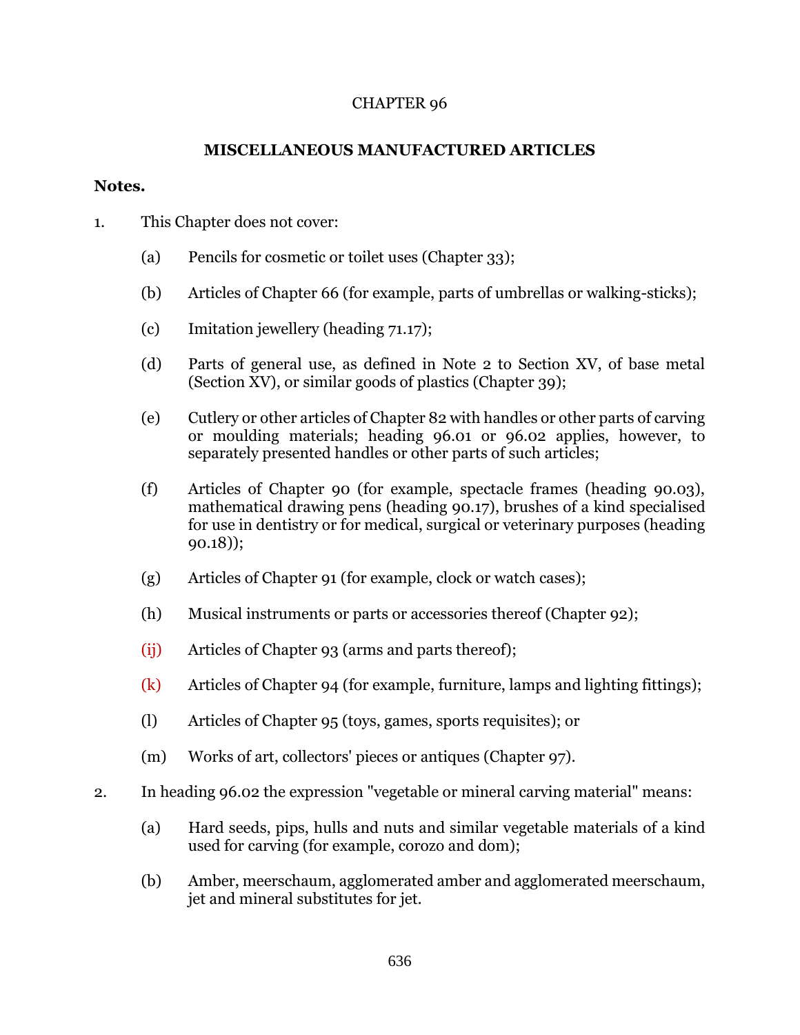CHAPTER 96

## MISCELLANEOUS MANUFACTURED ARTICLES

**Notes.**

1. This Chapter does not cover:

   (a) Pencils for cosmetic or toilet uses (Chapter 33);

   (b) Articles of Chapter 66 (for example, parts of umbrellas or walking-sticks);

   (c) Imitation jewellery (heading 71.17);

   (d) Parts of general use, as defined in Note 2 to Section XV, of base metal (Section XV), or similar goods of plastics (Chapter 39);

   (e) Cutlery or other articles of Chapter 82 with handles or other parts of carving or moulding materials; heading 96.01 or 96.02 applies, however, to separately presented handles or other parts of such articles;

   (f) Articles of Chapter 90 (for example, spectacle frames (heading 90.03), mathematical drawing pens (heading 90.17), brushes of a kind specialised for use in dentistry or for medical, surgical or veterinary purposes (heading 90.18));

   (g) Articles of Chapter 91 (for example, clock or watch cases);

   (h) Musical instruments or parts or accessories thereof (Chapter 92);

   (ij) Articles of Chapter 93 (arms and parts thereof);

   (k) Articles of Chapter 94 (for example, furniture, lamps and lighting fittings);

   (l) Articles of Chapter 95 (toys, games, sports requisites); or

   (m) Works of art, collectors' pieces or antiques (Chapter 97).

2. In heading 96.02 the expression "vegetable or mineral carving material" means:

   (a) Hard seeds, pips, hulls and nuts and similar vegetable materials of a kind used for carving (for example, corozo and dom);

   (b) Amber, meerschaum, agglomerated amber and agglomerated meerschaum, jet and mineral substitutes for jet.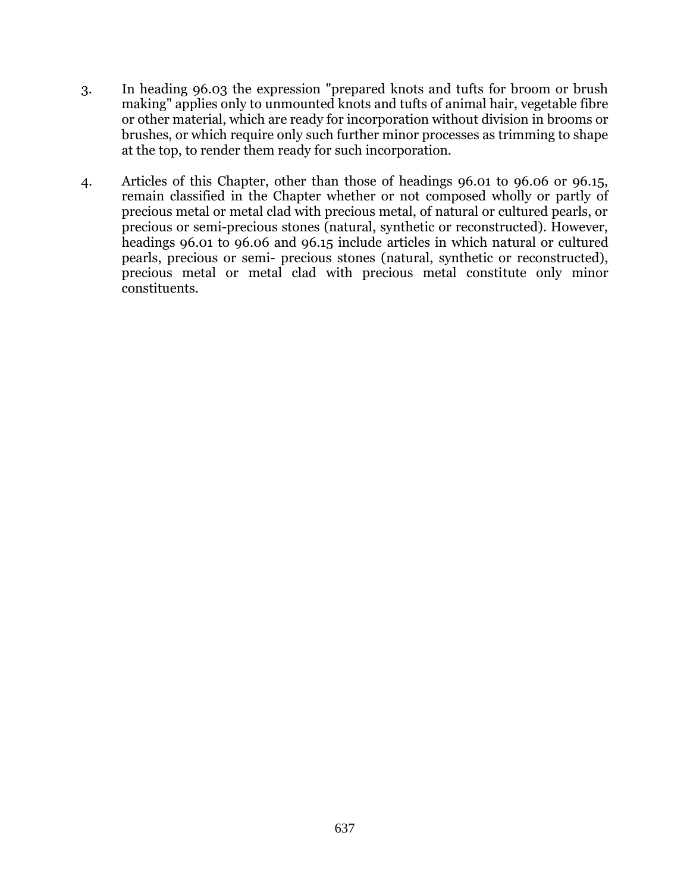3. In heading 96.03 the expression "prepared knots and tufts for broom or brush making" applies only to unmounted knots and tufts of animal hair, vegetable fibre or other material, which are ready for incorporation without division in brooms or brushes, or which require only such further minor processes as trimming to shape at the top, to render them ready for such incorporation.

4. Articles of this Chapter, other than those of headings 96.01 to 96.06 or 96.15, remain classified in the Chapter whether or not composed wholly or partly of precious metal or metal clad with precious metal, of natural or cultured pearls, or precious or semi-precious stones (natural, synthetic or reconstructed). However, headings 96.01 to 96.06 and 96.15 include articles in which natural or cultured pearls, precious or semi- precious stones (natural, synthetic or reconstructed), precious metal or metal clad with precious metal constitute only minor constituents.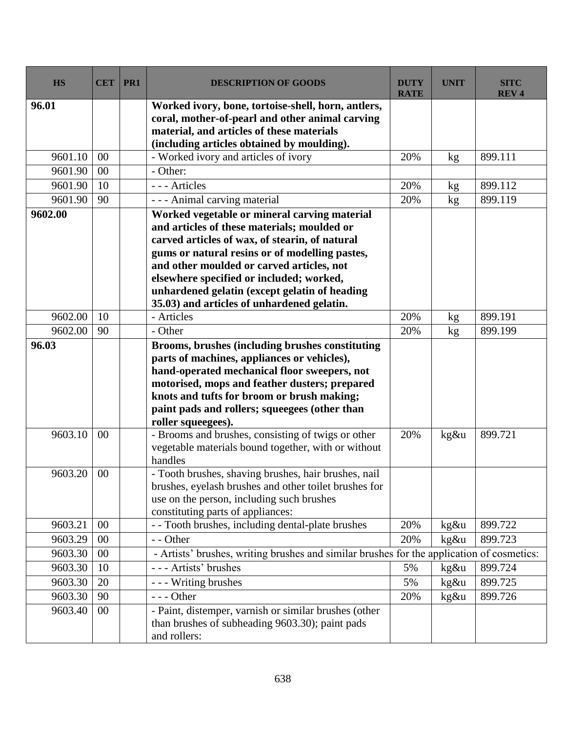| HS | CET | PR1 | DESCRIPTION OF GOODS | DUTY RATE | UNIT | SITC REV 4 |
|---|---|---|---|---|---|---|
| **96.01** | | | **Worked ivory, bone, tortoise-shell, horn, antlers, coral, mother-of-pearl and other animal carving material, and articles of these materials (including articles obtained by moulding).** | | | |
| 9601.10 | 00 | | - Worked ivory and articles of ivory | 20% | kg | 899.111 |
| 9601.90 | 00 | | - Other: | | | |
| 9601.90 | 10 | | - - - Articles | 20% | kg | 899.112 |
| 9601.90 | 90 | | - - - Animal carving material | 20% | kg | 899.119 |
| **9602.00** | | | **Worked vegetable or mineral carving material and articles of these materials; moulded or carved articles of wax, of stearin, of natural gums or natural resins or of modelling pastes, and other moulded or carved articles, not elsewhere specified or included; worked, unhardened gelatin (except gelatin of heading 35.03) and articles of unhardened gelatin.** | | | |
| 9602.00 | 10 | | - Articles | 20% | kg | 899.191 |
| 9602.00 | 90 | | - Other | 20% | kg | 899.199 |
| **96.03** | | | **Brooms, brushes (including brushes constituting parts of machines, appliances or vehicles), hand-operated mechanical floor sweepers, not motorised, mops and feather dusters; prepared knots and tufts for broom or brush making; paint pads and rollers; squeegees (other than roller squeegees).** | | | |
| 9603.10 | 00 | | - Brooms and brushes, consisting of twigs or other vegetable materials bound together, with or without handles | 20% | kg&u | 899.721 |
| 9603.20 | 00 | | - Tooth brushes, shaving brushes, hair brushes, nail brushes, eyelash brushes and other toilet brushes for use on the person, including such brushes constituting parts of appliances: | | | |
| 9603.21 | 00 | | - - Tooth brushes, including dental-plate brushes | 20% | kg&u | 899.722 |
| 9603.29 | 00 | | - - Other | 20% | kg&u | 899.723 |
| 9603.30 | 00 | | - Artists' brushes, writing brushes and similar brushes for the application of cosmetics: | | | |
| 9603.30 | 10 | | - - - Artists' brushes | 5% | kg&u | 899.724 |
| 9603.30 | 20 | | - - - Writing brushes | 5% | kg&u | 899.725 |
| 9603.30 | 90 | | - - - Other | 20% | kg&u | 899.726 |
| 9603.40 | 00 | | - Paint, distemper, varnish or similar brushes (other than brushes of subheading 9603.30); paint pads and rollers: | | | |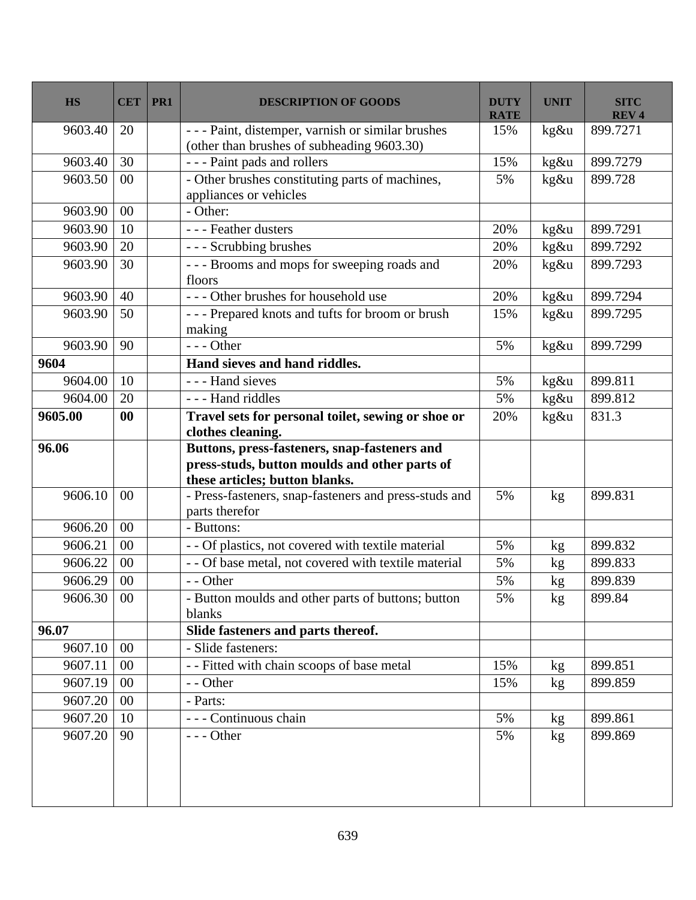| HS | CET | PR1 | DESCRIPTION OF GOODS | DUTY RATE | UNIT | SITC REV 4 |
|---|---|---|---|---|---|---|
| 9603.40 | 20 | | - - - Paint, distemper, varnish or similar brushes (other than brushes of subheading 9603.30) | 15% | kg&u | 899.7271 |
| 9603.40 | 30 | | - - - Paint pads and rollers | 15% | kg&u | 899.7279 |
| 9603.50 | 00 | | - Other brushes constituting parts of machines, appliances or vehicles | 5% | kg&u | 899.728 |
| 9603.90 | 00 | | - Other: | | | |
| 9603.90 | 10 | | - - - Feather dusters | 20% | kg&u | 899.7291 |
| 9603.90 | 20 | | - - - Scrubbing brushes | 20% | kg&u | 899.7292 |
| 9603.90 | 30 | | - - - Brooms and mops for sweeping roads and floors | 20% | kg&u | 899.7293 |
| 9603.90 | 40 | | - - - Other brushes for household use | 20% | kg&u | 899.7294 |
| 9603.90 | 50 | | - - - Prepared knots and tufts for broom or brush making | 15% | kg&u | 899.7295 |
| 9603.90 | 90 | | - - - Other | 5% | kg&u | 899.7299 |
| **9604** | | | **Hand sieves and hand riddles.** | | | |
| 9604.00 | 10 | | - - - Hand sieves | 5% | kg&u | 899.811 |
| 9604.00 | 20 | | - - - Hand riddles | 5% | kg&u | 899.812 |
| **9605.00** | **00** | | **Travel sets for personal toilet, sewing or shoe or clothes cleaning.** | 20% | kg&u | 831.3 |
| **96.06** | | | **Buttons, press-fasteners, snap-fasteners and press-studs, button moulds and other parts of these articles; button blanks.** | | | |
| 9606.10 | 00 | | - Press-fasteners, snap-fasteners and press-studs and parts therefor | 5% | kg | 899.831 |
| 9606.20 | 00 | | - Buttons: | | | |
| 9606.21 | 00 | | - - Of plastics, not covered with textile material | 5% | kg | 899.832 |
| 9606.22 | 00 | | - - Of base metal, not covered with textile material | 5% | kg | 899.833 |
| 9606.29 | 00 | | - - Other | 5% | kg | 899.839 |
| 9606.30 | 00 | | - Button moulds and other parts of buttons; button blanks | 5% | kg | 899.84 |
| **96.07** | | | **Slide fasteners and parts thereof.** | | | |
| 9607.10 | 00 | | - Slide fasteners: | | | |
| 9607.11 | 00 | | - - Fitted with chain scoops of base metal | 15% | kg | 899.851 |
| 9607.19 | 00 | | - - Other | 15% | kg | 899.859 |
| 9607.20 | 00 | | - Parts: | | | |
| 9607.20 | 10 | | - - - Continuous chain | 5% | kg | 899.861 |
| 9607.20 | 90 | | - - - Other | 5% | kg | 899.869 |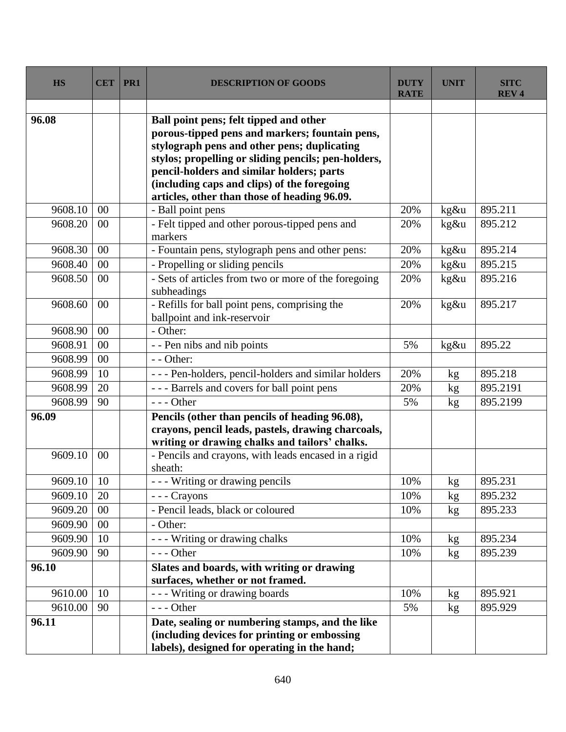| HS | CET | PR1 | DESCRIPTION OF GOODS | DUTY RATE | UNIT | SITC REV 4 |
|---|---|---|---|---|---|---|
| | | | | | | |
| **96.08** | | | **Ball point pens; felt tipped and other porous-tipped pens and markers; fountain pens, stylograph pens and other pens; duplicating stylos; propelling or sliding pencils; pen-holders, pencil-holders and similar holders; parts (including caps and clips) of the foregoing articles, other than those of heading 96.09.** | | | |
| 9608.10 | 00 | | - Ball point pens | 20% | kg&u | 895.211 |
| 9608.20 | 00 | | - Felt tipped and other porous-tipped pens and markers | 20% | kg&u | 895.212 |
| 9608.30 | 00 | | - Fountain pens, stylograph pens and other pens: | 20% | kg&u | 895.214 |
| 9608.40 | 00 | | - Propelling or sliding pencils | 20% | kg&u | 895.215 |
| 9608.50 | 00 | | - Sets of articles from two or more of the foregoing subheadings | 20% | kg&u | 895.216 |
| 9608.60 | 00 | | - Refills for ball point pens, comprising the ballpoint and ink-reservoir | 20% | kg&u | 895.217 |
| 9608.90 | 00 | | - Other: | | | |
| 9608.91 | 00 | | - - Pen nibs and nib points | 5% | kg&u | 895.22 |
| 9608.99 | 00 | | - - Other: | | | |
| 9608.99 | 10 | | - - - Pen-holders, pencil-holders and similar holders | 20% | kg | 895.218 |
| 9608.99 | 20 | | - - - Barrels and covers for ball point pens | 20% | kg | 895.2191 |
| 9608.99 | 90 | | - - - Other | 5% | kg | 895.2199 |
| **96.09** | | | **Pencils (other than pencils of heading 96.08), crayons, pencil leads, pastels, drawing charcoals, writing or drawing chalks and tailors' chalks.** | | | |
| 9609.10 | 00 | | - Pencils and crayons, with leads encased in a rigid sheath: | | | |
| 9609.10 | 10 | | - - - Writing or drawing pencils | 10% | kg | 895.231 |
| 9609.10 | 20 | | - - - Crayons | 10% | kg | 895.232 |
| 9609.20 | 00 | | - Pencil leads, black or coloured | 10% | kg | 895.233 |
| 9609.90 | 00 | | - Other: | | | |
| 9609.90 | 10 | | - - - Writing or drawing chalks | 10% | kg | 895.234 |
| 9609.90 | 90 | | - - - Other | 10% | kg | 895.239 |
| **96.10** | | | **Slates and boards, with writing or drawing surfaces, whether or not framed.** | | | |
| 9610.00 | 10 | | - - - Writing or drawing boards | 10% | kg | 895.921 |
| 9610.00 | 90 | | - - - Other | 5% | kg | 895.929 |
| **96.11** | | | **Date, sealing or numbering stamps, and the like (including devices for printing or embossing labels), designed for operating in the hand;** | | | |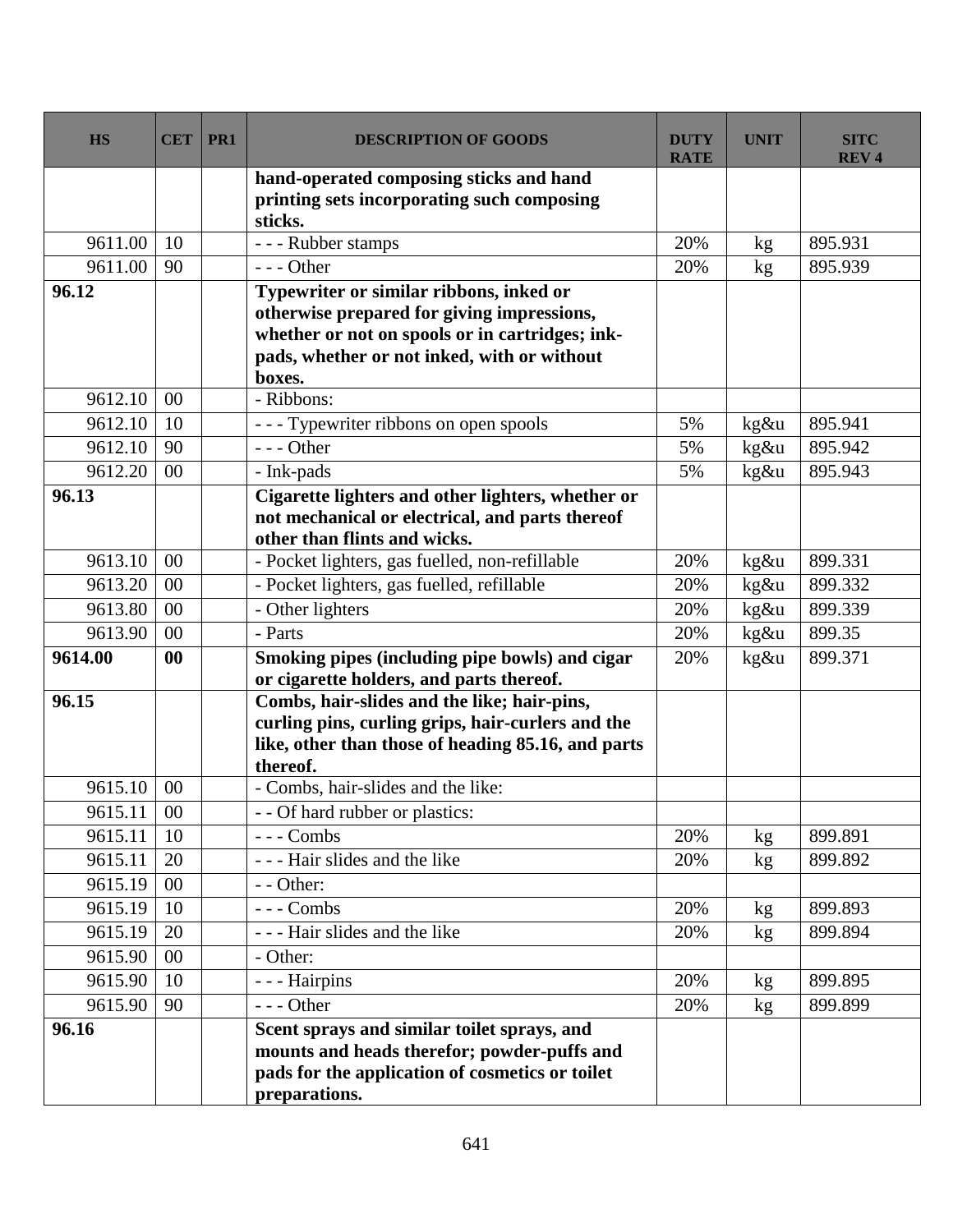| HS | CET | PR1 | DESCRIPTION OF GOODS | DUTY RATE | UNIT | SITC REV 4 |
|---|---|---|---|---|---|---|
| | | | **hand-operated composing sticks and hand printing sets incorporating such composing sticks.** | | | |
| 9611.00 | 10 | | - - - Rubber stamps | 20% | kg | 895.931 |
| 9611.00 | 90 | | - - - Other | 20% | kg | 895.939 |
| **96.12** | | | **Typewriter or similar ribbons, inked or otherwise prepared for giving impressions, whether or not on spools or in cartridges; ink-pads, whether or not inked, with or without boxes.** | | | |
| 9612.10 | 00 | | - Ribbons: | | | |
| 9612.10 | 10 | | - - - Typewriter ribbons on open spools | 5% | kg&u | 895.941 |
| 9612.10 | 90 | | - - - Other | 5% | kg&u | 895.942 |
| 9612.20 | 00 | | - Ink-pads | 5% | kg&u | 895.943 |
| **96.13** | | | **Cigarette lighters and other lighters, whether or not mechanical or electrical, and parts thereof other than flints and wicks.** | | | |
| 9613.10 | 00 | | - Pocket lighters, gas fuelled, non-refillable | 20% | kg&u | 899.331 |
| 9613.20 | 00 | | - Pocket lighters, gas fuelled, refillable | 20% | kg&u | 899.332 |
| 9613.80 | 00 | | - Other lighters | 20% | kg&u | 899.339 |
| 9613.90 | 00 | | - Parts | 20% | kg&u | 899.35 |
| **9614.00** | **00** | | **Smoking pipes (including pipe bowls) and cigar or cigarette holders, and parts thereof.** | 20% | kg&u | 899.371 |
| **96.15** | | | **Combs, hair-slides and the like; hair-pins, curling pins, curling grips, hair-curlers and the like, other than those of heading 85.16, and parts thereof.** | | | |
| 9615.10 | 00 | | - Combs, hair-slides and the like: | | | |
| 9615.11 | 00 | | - - Of hard rubber or plastics: | | | |
| 9615.11 | 10 | | - - - Combs | 20% | kg | 899.891 |
| 9615.11 | 20 | | - - - Hair slides and the like | 20% | kg | 899.892 |
| 9615.19 | 00 | | - - Other: | | | |
| 9615.19 | 10 | | - - - Combs | 20% | kg | 899.893 |
| 9615.19 | 20 | | - - - Hair slides and the like | 20% | kg | 899.894 |
| 9615.90 | 00 | | - Other: | | | |
| 9615.90 | 10 | | - - - Hairpins | 20% | kg | 899.895 |
| 9615.90 | 90 | | - - - Other | 20% | kg | 899.899 |
| **96.16** | | | **Scent sprays and similar toilet sprays, and mounts and heads therefor; powder-puffs and pads for the application of cosmetics or toilet preparations.** | | | |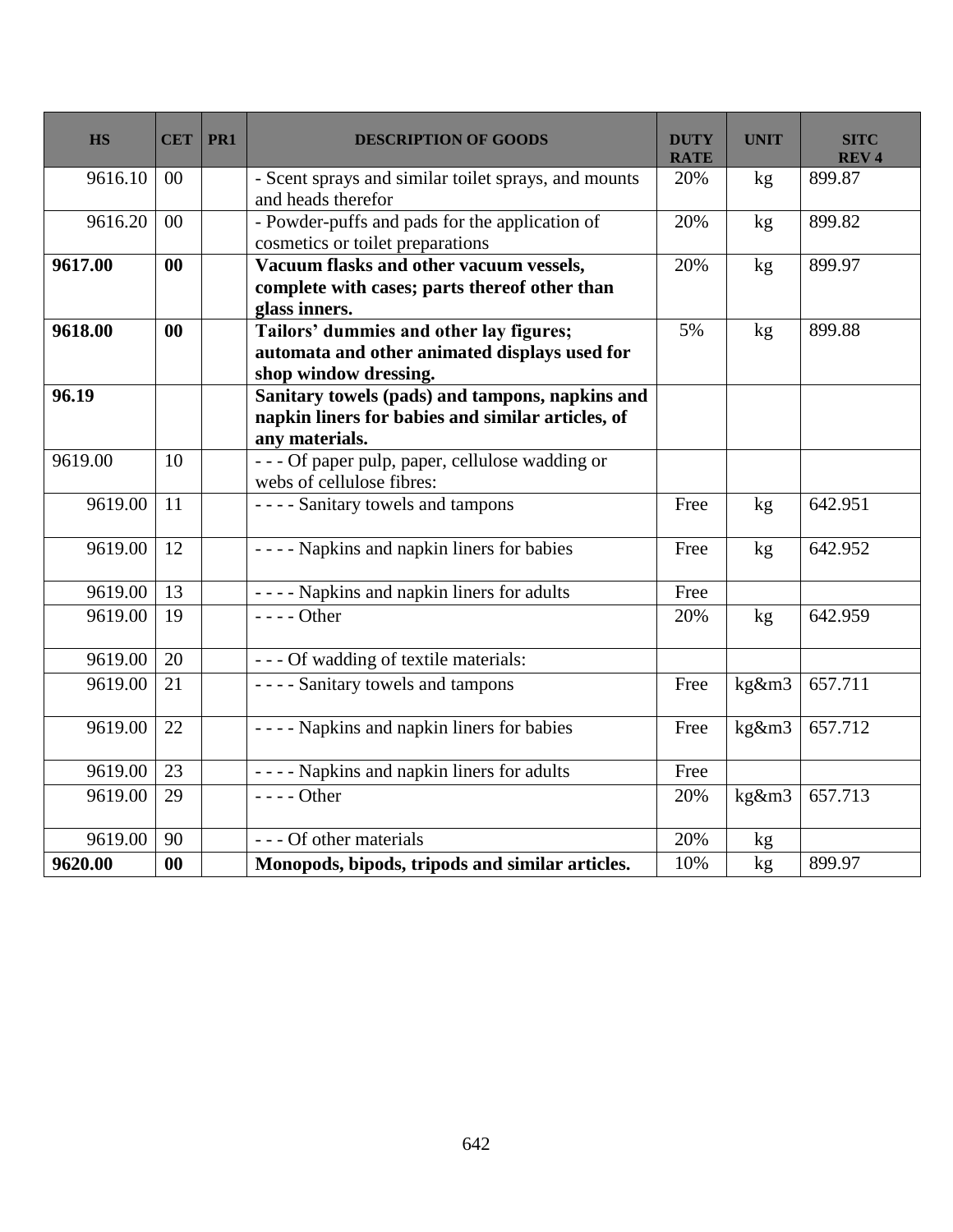| HS | CET | PR1 | DESCRIPTION OF GOODS | DUTY RATE | UNIT | SITC REV 4 |
|---|---|---|---|---|---|---|
| 9616.10 | 00 | | - Scent sprays and similar toilet sprays, and mounts and heads therefor | 20% | kg | 899.87 |
| 9616.20 | 00 | | - Powder-puffs and pads for the application of cosmetics or toilet preparations | 20% | kg | 899.82 |
| **9617.00** | **00** | | **Vacuum flasks and other vacuum vessels, complete with cases; parts thereof other than glass inners.** | 20% | kg | 899.97 |
| **9618.00** | **00** | | **Tailors' dummies and other lay figures; automata and other animated displays used for shop window dressing.** | 5% | kg | 899.88 |
| **96.19** | | | **Sanitary towels (pads) and tampons, napkins and napkin liners for babies and similar articles, of any materials.** | | | |
| 9619.00 | 10 | | - - - Of paper pulp, paper, cellulose wadding or webs of cellulose fibres: | | | |
| 9619.00 | 11 | | - - - - Sanitary towels and tampons | Free | kg | 642.951 |
| 9619.00 | 12 | | - - - - Napkins and napkin liners for babies | Free | kg | 642.952 |
| 9619.00 | 13 | | - - - - Napkins and napkin liners for adults | Free | | |
| 9619.00 | 19 | | - - - - Other | 20% | kg | 642.959 |
| 9619.00 | 20 | | - - - Of wadding of textile materials: | | | |
| 9619.00 | 21 | | - - - - Sanitary towels and tampons | Free | kg&m3 | 657.711 |
| 9619.00 | 22 | | - - - - Napkins and napkin liners for babies | Free | kg&m3 | 657.712 |
| 9619.00 | 23 | | - - - - Napkins and napkin liners for adults | Free | | |
| 9619.00 | 29 | | - - - - Other | 20% | kg&m3 | 657.713 |
| 9619.00 | 90 | | - - - Of other materials | 20% | kg | |
| **9620.00** | **00** | | **Monopods, bipods, tripods and similar articles.** | 10% | kg | 899.97 |